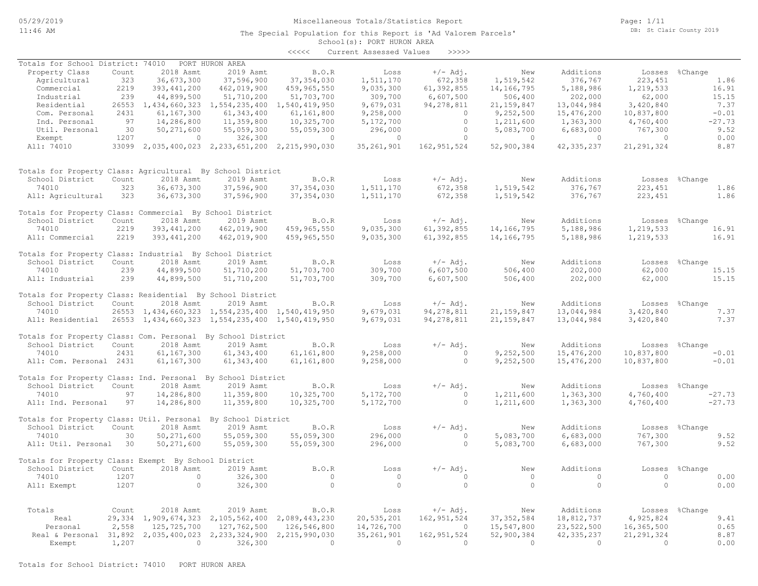# Miscellaneous Totals/Statistics Report

The Special Population for this Report is 'Ad Valorem Parcels'

School(s): PORT HURON AREA

<<<<< Current Assessed Values >>>>>

**Totals for School District: 74010 PORT HURON AREA**

| Property Class | Count | 2018 Asmt | 2019 Asmt | B.O.R | Loss | +/- Adj. | New | Additions | Losses | %Change |
|---|---|---|---|---|---|---|---|---|---|---|
| Agricultural | 323 | 36,673,300 | 37,596,900 | 37,354,030 | 1,511,170 | 672,358 | 1,519,542 | 376,767 | 223,451 | 1.86 |
| Commercial | 2219 | 393,441,200 | 462,019,900 | 459,965,550 | 9,035,300 | 61,392,855 | 14,166,795 | 5,188,986 | 1,219,533 | 16.91 |
| Industrial | 239 | 44,899,500 | 51,710,200 | 51,703,700 | 309,700 | 6,607,500 | 506,400 | 202,000 | 62,000 | 15.15 |
| Residential | 26553 | 1,434,660,323 | 1,554,235,400 | 1,540,419,950 | 9,679,031 | 94,278,811 | 21,159,847 | 13,044,984 | 3,420,840 | 7.37 |
| Com. Personal | 2431 | 61,167,300 | 61,343,400 | 61,161,800 | 9,258,000 | 0 | 9,252,500 | 15,476,200 | 10,837,800 | -0.01 |
| Ind. Personal | 97 | 14,286,800 | 11,359,800 | 10,325,700 | 5,172,700 | 0 | 1,211,600 | 1,363,300 | 4,760,400 | -27.73 |
| Util. Personal | 30 | 50,271,600 | 55,059,300 | 55,059,300 | 296,000 | 0 | 5,083,700 | 6,683,000 | 767,300 | 9.52 |
| Exempt | 1207 | 0 | 326,300 | 0 | 0 | 0 | 0 | 0 | 0 | 0.00 |
| All: 74010 | 33099 | 2,035,400,023 | 2,233,651,200 | 2,215,990,030 | 35,261,901 | 162,951,524 | 52,900,384 | 42,335,237 | 21,291,324 | 8.87 |

**Totals for Property Class: Agricultural By School District**

| School District | Count | 2018 Asmt | 2019 Asmt | B.O.R | Loss | +/- Adj. | New | Additions | Losses | %Change |
|---|---|---|---|---|---|---|---|---|---|---|
| 74010 | 323 | 36,673,300 | 37,596,900 | 37,354,030 | 1,511,170 | 672,358 | 1,519,542 | 376,767 | 223,451 | 1.86 |
| All: Agricultural | 323 | 36,673,300 | 37,596,900 | 37,354,030 | 1,511,170 | 672,358 | 1,519,542 | 376,767 | 223,451 | 1.86 |

**Totals for Property Class: Commercial By School District**

| School District | Count | 2018 Asmt | 2019 Asmt | B.O.R | Loss | +/- Adj. | New | Additions | Losses | %Change |
|---|---|---|---|---|---|---|---|---|---|---|
| 74010 | 2219 | 393,441,200 | 462,019,900 | 459,965,550 | 9,035,300 | 61,392,855 | 14,166,795 | 5,188,986 | 1,219,533 | 16.91 |
| All: Commercial | 2219 | 393,441,200 | 462,019,900 | 459,965,550 | 9,035,300 | 61,392,855 | 14,166,795 | 5,188,986 | 1,219,533 | 16.91 |

**Totals for Property Class: Industrial By School District**

| School District | Count | 2018 Asmt | 2019 Asmt | B.O.R | Loss | +/- Adj. | New | Additions | Losses | %Change |
|---|---|---|---|---|---|---|---|---|---|---|
| 74010 | 239 | 44,899,500 | 51,710,200 | 51,703,700 | 309,700 | 6,607,500 | 506,400 | 202,000 | 62,000 | 15.15 |
| All: Industrial | 239 | 44,899,500 | 51,710,200 | 51,703,700 | 309,700 | 6,607,500 | 506,400 | 202,000 | 62,000 | 15.15 |

**Totals for Property Class: Residential By School District**

| School District | Count | 2018 Asmt | 2019 Asmt | B.O.R | Loss | +/- Adj. | New | Additions | Losses | %Change |
|---|---|---|---|---|---|---|---|---|---|---|
| 74010 | 26553 | 1,434,660,323 | 1,554,235,400 | 1,540,419,950 | 9,679,031 | 94,278,811 | 21,159,847 | 13,044,984 | 3,420,840 | 7.37 |
| All: Residential | 26553 | 1,434,660,323 | 1,554,235,400 | 1,540,419,950 | 9,679,031 | 94,278,811 | 21,159,847 | 13,044,984 | 3,420,840 | 7.37 |

**Totals for Property Class: Com. Personal By School District**

| School District | Count | 2018 Asmt | 2019 Asmt | B.O.R | Loss | +/- Adj. | New | Additions | Losses | %Change |
|---|---|---|---|---|---|---|---|---|---|---|
| 74010 | 2431 | 61,167,300 | 61,343,400 | 61,161,800 | 9,258,000 | 0 | 9,252,500 | 15,476,200 | 10,837,800 | -0.01 |
| All: Com. Personal | 2431 | 61,167,300 | 61,343,400 | 61,161,800 | 9,258,000 | 0 | 9,252,500 | 15,476,200 | 10,837,800 | -0.01 |

**Totals for Property Class: Ind. Personal By School District**

| School District | Count | 2018 Asmt | 2019 Asmt | B.O.R | Loss | +/- Adj. | New | Additions | Losses | %Change |
|---|---|---|---|---|---|---|---|---|---|---|
| 74010 | 97 | 14,286,800 | 11,359,800 | 10,325,700 | 5,172,700 | 0 | 1,211,600 | 1,363,300 | 4,760,400 | -27.73 |
| All: Ind. Personal | 97 | 14,286,800 | 11,359,800 | 10,325,700 | 5,172,700 | 0 | 1,211,600 | 1,363,300 | 4,760,400 | -27.73 |

**Totals for Property Class: Util. Personal By School District**

| School District | Count | 2018 Asmt | 2019 Asmt | B.O.R | Loss | +/- Adj. | New | Additions | Losses | %Change |
|---|---|---|---|---|---|---|---|---|---|---|
| 74010 | 30 | 50,271,600 | 55,059,300 | 55,059,300 | 296,000 | 0 | 5,083,700 | 6,683,000 | 767,300 | 9.52 |
| All: Util. Personal | 30 | 50,271,600 | 55,059,300 | 55,059,300 | 296,000 | 0 | 5,083,700 | 6,683,000 | 767,300 | 9.52 |

**Totals for Property Class: Exempt By School District**

| School District | Count | 2018 Asmt | 2019 Asmt | B.O.R | Loss | +/- Adj. | New | Additions | Losses | %Change |
|---|---|---|---|---|---|---|---|---|---|---|
| 74010 | 1207 | 0 | 326,300 | 0 | 0 | 0 | 0 | 0 | 0 | 0.00 |
| All: Exempt | 1207 | 0 | 326,300 | 0 | 0 | 0 | 0 | 0 | 0 | 0.00 |

| Totals | Count | 2018 Asmt | 2019 Asmt | B.O.R | Loss | +/- Adj. | New | Additions | Losses | %Change |
|---|---|---|---|---|---|---|---|---|---|---|
| Real | 29,334 | 1,909,674,323 | 2,105,562,400 | 2,089,443,230 | 20,535,201 | 162,951,524 | 37,352,584 | 18,812,737 | 4,925,824 | 9.41 |
| Personal | 2,558 | 125,725,700 | 127,762,500 | 126,546,800 | 14,726,700 | 0 | 15,547,800 | 23,522,500 | 16,365,500 | 0.65 |
| Real & Personal | 31,892 | 2,035,400,023 | 2,233,324,900 | 2,215,990,030 | 35,261,901 | 162,951,524 | 52,900,384 | 42,335,237 | 21,291,324 | 8.87 |
| Exempt | 1,207 | 0 | 326,300 | 0 | 0 | 0 | 0 | 0 | 0 | 0.00 |

Totals for School District: 74010 PORT HURON AREA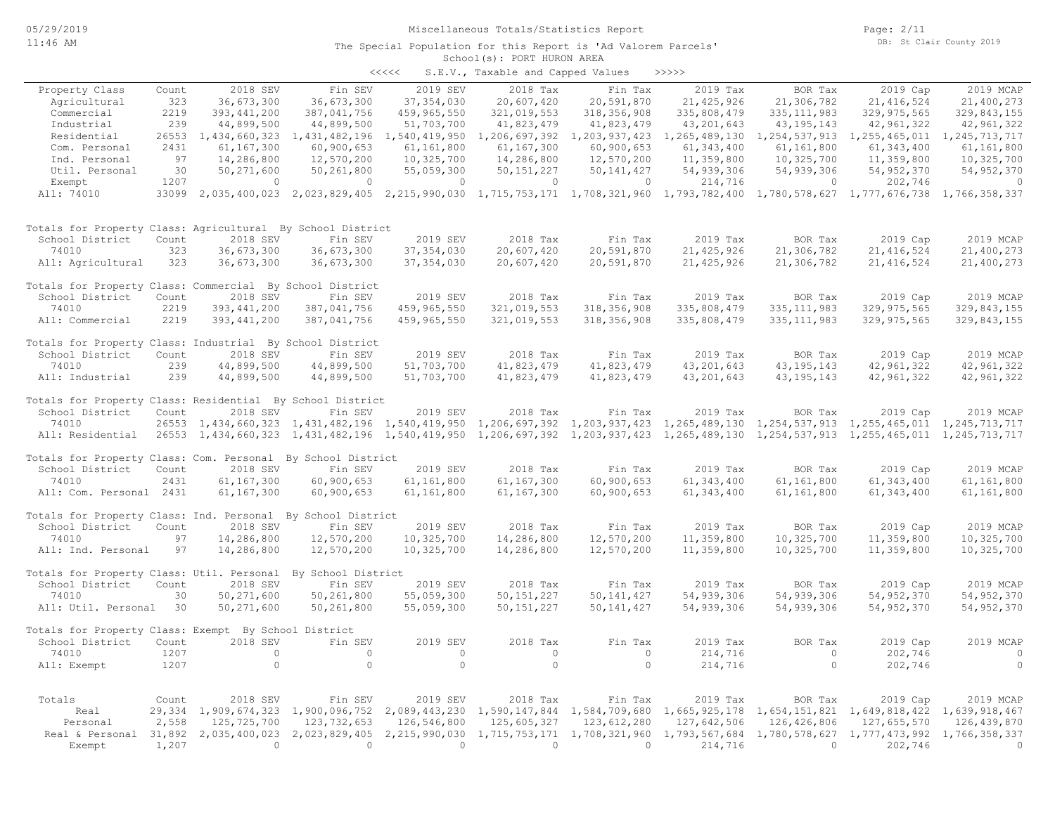# Miscellaneous Totals/Statistics Report

The Special Population for this Report is 'Ad Valorem Parcels'

School(s): PORT HURON AREA

<<<<< S.E.V., Taxable and Capped Values >>>>>

| Property Class | Count | 2018 SEV | Fin SEV | 2019 SEV | 2018 Tax | Fin Tax | 2019 Tax | BOR Tax | 2019 Cap | 2019 MCAP |
|---|---|---|---|---|---|---|---|---|---|---|
| Agricultural | 323 | 36,673,300 | 36,673,300 | 37,354,030 | 20,607,420 | 20,591,870 | 21,425,926 | 21,306,782 | 21,416,524 | 21,400,273 |
| Commercial | 2219 | 393,441,200 | 387,041,756 | 459,965,550 | 321,019,553 | 318,356,908 | 335,808,479 | 335,111,983 | 329,975,565 | 329,843,155 |
| Industrial | 239 | 44,899,500 | 44,899,500 | 51,703,700 | 41,823,479 | 41,823,479 | 43,201,643 | 43,195,143 | 42,961,322 | 42,961,322 |
| Residential | 26553 | 1,434,660,323 | 1,431,482,196 | 1,540,419,950 | 1,206,697,392 | 1,203,937,423 | 1,265,489,130 | 1,254,537,913 | 1,255,465,011 | 1,245,713,717 |
| Com. Personal | 2431 | 61,167,300 | 60,900,653 | 61,161,800 | 61,167,300 | 60,900,653 | 61,343,400 | 61,161,800 | 61,343,400 | 61,161,800 |
| Ind. Personal | 97 | 14,286,800 | 12,570,200 | 10,325,700 | 14,286,800 | 12,570,200 | 11,359,800 | 10,325,700 | 11,359,800 | 10,325,700 |
| Util. Personal | 30 | 50,271,600 | 50,261,800 | 55,059,300 | 50,151,227 | 50,141,427 | 54,939,306 | 54,939,306 | 54,952,370 | 54,952,370 |
| Exempt | 1207 | 0 | 0 | 0 | 0 | 0 | 214,716 | 0 | 202,746 | 0 |
| All: 74010 | 33099 | 2,035,400,023 | 2,023,829,405 | 2,215,990,030 | 1,715,753,171 | 1,708,321,960 | 1,793,782,400 | 1,780,578,627 | 1,777,676,738 | 1,766,358,337 |

### Totals for Property Class: Agricultural By School District

| School District | Count | 2018 SEV | Fin SEV | 2019 SEV | 2018 Tax | Fin Tax | 2019 Tax | BOR Tax | 2019 Cap | 2019 MCAP |
|---|---|---|---|---|---|---|---|---|---|---|
| 74010 | 323 | 36,673,300 | 36,673,300 | 37,354,030 | 20,607,420 | 20,591,870 | 21,425,926 | 21,306,782 | 21,416,524 | 21,400,273 |
| All: Agricultural | 323 | 36,673,300 | 36,673,300 | 37,354,030 | 20,607,420 | 20,591,870 | 21,425,926 | 21,306,782 | 21,416,524 | 21,400,273 |

### Totals for Property Class: Commercial By School District

| School District | Count | 2018 SEV | Fin SEV | 2019 SEV | 2018 Tax | Fin Tax | 2019 Tax | BOR Tax | 2019 Cap | 2019 MCAP |
|---|---|---|---|---|---|---|---|---|---|---|
| 74010 | 2219 | 393,441,200 | 387,041,756 | 459,965,550 | 321,019,553 | 318,356,908 | 335,808,479 | 335,111,983 | 329,975,565 | 329,843,155 |
| All: Commercial | 2219 | 393,441,200 | 387,041,756 | 459,965,550 | 321,019,553 | 318,356,908 | 335,808,479 | 335,111,983 | 329,975,565 | 329,843,155 |

### Totals for Property Class: Industrial By School District

| School District | Count | 2018 SEV | Fin SEV | 2019 SEV | 2018 Tax | Fin Tax | 2019 Tax | BOR Tax | 2019 Cap | 2019 MCAP |
|---|---|---|---|---|---|---|---|---|---|---|
| 74010 | 239 | 44,899,500 | 44,899,500 | 51,703,700 | 41,823,479 | 41,823,479 | 43,201,643 | 43,195,143 | 42,961,322 | 42,961,322 |
| All: Industrial | 239 | 44,899,500 | 44,899,500 | 51,703,700 | 41,823,479 | 41,823,479 | 43,201,643 | 43,195,143 | 42,961,322 | 42,961,322 |

### Totals for Property Class: Residential By School District

| School District | Count | 2018 SEV | Fin SEV | 2019 SEV | 2018 Tax | Fin Tax | 2019 Tax | BOR Tax | 2019 Cap | 2019 MCAP |
|---|---|---|---|---|---|---|---|---|---|---|
| 74010 | 26553 | 1,434,660,323 | 1,431,482,196 | 1,540,419,950 | 1,206,697,392 | 1,203,937,423 | 1,265,489,130 | 1,254,537,913 | 1,255,465,011 | 1,245,713,717 |
| All: Residential | 26553 | 1,434,660,323 | 1,431,482,196 | 1,540,419,950 | 1,206,697,392 | 1,203,937,423 | 1,265,489,130 | 1,254,537,913 | 1,255,465,011 | 1,245,713,717 |

### Totals for Property Class: Com. Personal By School District

| School District | Count | 2018 SEV | Fin SEV | 2019 SEV | 2018 Tax | Fin Tax | 2019 Tax | BOR Tax | 2019 Cap | 2019 MCAP |
|---|---|---|---|---|---|---|---|---|---|---|
| 74010 | 2431 | 61,167,300 | 60,900,653 | 61,161,800 | 61,167,300 | 60,900,653 | 61,343,400 | 61,161,800 | 61,343,400 | 61,161,800 |
| All: Com. Personal | 2431 | 61,167,300 | 60,900,653 | 61,161,800 | 61,167,300 | 60,900,653 | 61,343,400 | 61,161,800 | 61,343,400 | 61,161,800 |

### Totals for Property Class: Ind. Personal By School District

| School District | Count | 2018 SEV | Fin SEV | 2019 SEV | 2018 Tax | Fin Tax | 2019 Tax | BOR Tax | 2019 Cap | 2019 MCAP |
|---|---|---|---|---|---|---|---|---|---|---|
| 74010 | 97 | 14,286,800 | 12,570,200 | 10,325,700 | 14,286,800 | 12,570,200 | 11,359,800 | 10,325,700 | 11,359,800 | 10,325,700 |
| All: Ind. Personal | 97 | 14,286,800 | 12,570,200 | 10,325,700 | 14,286,800 | 12,570,200 | 11,359,800 | 10,325,700 | 11,359,800 | 10,325,700 |

### Totals for Property Class: Util. Personal By School District

| School District | Count | 2018 SEV | Fin SEV | 2019 SEV | 2018 Tax | Fin Tax | 2019 Tax | BOR Tax | 2019 Cap | 2019 MCAP |
|---|---|---|---|---|---|---|---|---|---|---|
| 74010 | 30 | 50,271,600 | 50,261,800 | 55,059,300 | 50,151,227 | 50,141,427 | 54,939,306 | 54,939,306 | 54,952,370 | 54,952,370 |
| All: Util. Personal | 30 | 50,271,600 | 50,261,800 | 55,059,300 | 50,151,227 | 50,141,427 | 54,939,306 | 54,939,306 | 54,952,370 | 54,952,370 |

### Totals for Property Class: Exempt By School District

| School District | Count | 2018 SEV | Fin SEV | 2019 SEV | 2018 Tax | Fin Tax | 2019 Tax | BOR Tax | 2019 Cap | 2019 MCAP |
|---|---|---|---|---|---|---|---|---|---|---|
| 74010 | 1207 | 0 | 0 | 0 | 0 | 0 | 214,716 | 0 | 202,746 | 0 |
| All: Exempt | 1207 | 0 | 0 | 0 | 0 | 0 | 214,716 | 0 | 202,746 | 0 |

### Totals

| Totals | Count | 2018 SEV | Fin SEV | 2019 SEV | 2018 Tax | Fin Tax | 2019 Tax | BOR Tax | 2019 Cap | 2019 MCAP |
|---|---|---|---|---|---|---|---|---|---|---|
| Real | 29,334 | 1,909,674,323 | 1,900,096,752 | 2,089,443,230 | 1,590,147,844 | 1,584,709,680 | 1,665,925,178 | 1,654,151,821 | 1,649,818,422 | 1,639,918,467 |
| Personal | 2,558 | 125,725,700 | 123,732,653 | 126,546,800 | 125,605,327 | 123,612,280 | 127,642,506 | 126,426,806 | 127,655,570 | 126,439,870 |
| Real & Personal | 31,892 | 2,035,400,023 | 2,023,829,405 | 2,215,990,030 | 1,715,753,171 | 1,708,321,960 | 1,793,567,684 | 1,780,578,627 | 1,777,473,992 | 1,766,358,337 |
| Exempt | 1,207 | 0 | 0 | 0 | 0 | 0 | 214,716 | 0 | 202,746 | 0 |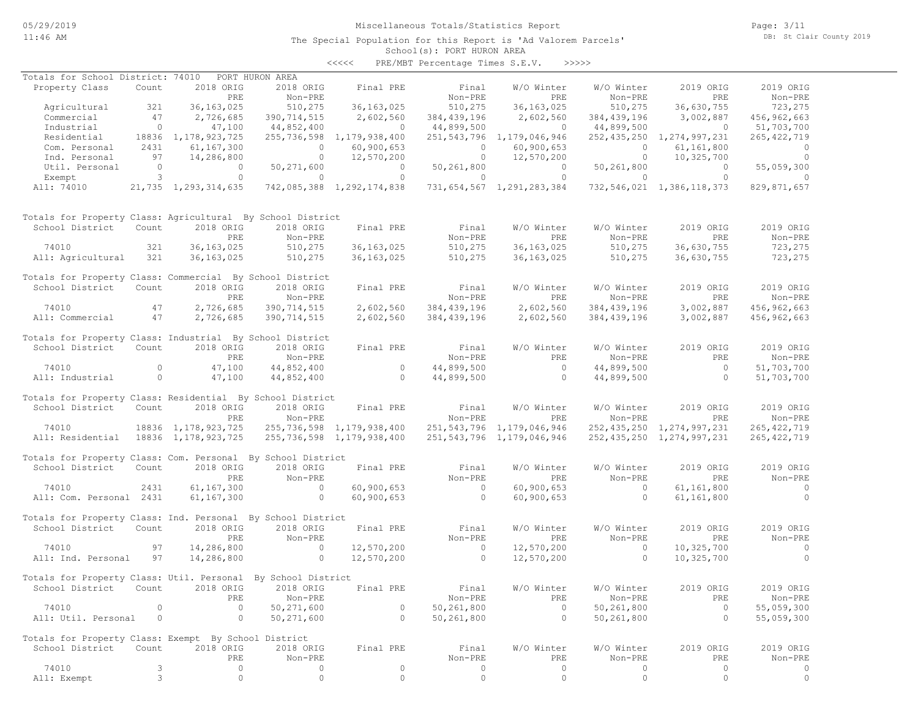Miscellaneous Totals/Statistics Report

The Special Population for this Report is 'Ad Valorem Parcels'

School(s): PORT HURON AREA

<<<<< PRE/MBT Percentage Times S.E.V. >>>>>

## Totals for School District: 74010 PORT HURON AREA

| Property Class | Count | 2018 ORIG PRE | 2018 ORIG Non-PRE | Final PRE | Final Non-PRE | W/O Winter PRE | W/O Winter Non-PRE | 2019 ORIG PRE | 2019 ORIG Non-PRE |
|---|---|---|---|---|---|---|---|---|---|
| Agricultural | 321 | 36,163,025 | 510,275 | 36,163,025 | 510,275 | 36,163,025 | 510,275 | 36,630,755 | 723,275 |
| Commercial | 47 | 2,726,685 | 390,714,515 | 2,602,560 | 384,439,196 | 2,602,560 | 384,439,196 | 3,002,887 | 456,962,663 |
| Industrial | 0 | 47,100 | 44,852,400 | 0 | 44,899,500 | 0 | 44,899,500 | 0 | 51,703,700 |
| Residential | 18836 | 1,178,923,725 | 255,736,598 | 1,179,938,400 | 251,543,796 | 1,179,046,946 | 252,435,250 | 1,274,997,231 | 265,422,719 |
| Com. Personal | 2431 | 61,167,300 | 0 | 60,900,653 | 0 | 60,900,653 | 0 | 61,161,800 | 0 |
| Ind. Personal | 97 | 14,286,800 | 0 | 12,570,200 | 0 | 12,570,200 | 0 | 10,325,700 | 0 |
| Util. Personal | 0 | 0 | 50,271,600 | 0 | 50,261,800 | 0 | 50,261,800 | 0 | 55,059,300 |
| Exempt | 3 | 0 | 0 | 0 | 0 | 0 | 0 | 0 | 0 |
| All: 74010 | 21,735 | 1,293,314,635 | 742,085,388 | 1,292,174,838 | 731,654,567 | 1,291,283,384 | 732,546,021 | 1,386,118,373 | 829,871,657 |

## Totals for Property Class: Agricultural By School District

| School District | Count | 2018 ORIG PRE | 2018 ORIG Non-PRE | Final PRE | Final Non-PRE | W/O Winter PRE | W/O Winter Non-PRE | 2019 ORIG PRE | 2019 ORIG Non-PRE |
|---|---|---|---|---|---|---|---|---|---|
| 74010 | 321 | 36,163,025 | 510,275 | 36,163,025 | 510,275 | 36,163,025 | 510,275 | 36,630,755 | 723,275 |
| All: Agricultural | 321 | 36,163,025 | 510,275 | 36,163,025 | 510,275 | 36,163,025 | 510,275 | 36,630,755 | 723,275 |

## Totals for Property Class: Commercial By School District

| School District | Count | 2018 ORIG PRE | 2018 ORIG Non-PRE | Final PRE | Final Non-PRE | W/O Winter PRE | W/O Winter Non-PRE | 2019 ORIG PRE | 2019 ORIG Non-PRE |
|---|---|---|---|---|---|---|---|---|---|
| 74010 | 47 | 2,726,685 | 390,714,515 | 2,602,560 | 384,439,196 | 2,602,560 | 384,439,196 | 3,002,887 | 456,962,663 |
| All: Commercial | 47 | 2,726,685 | 390,714,515 | 2,602,560 | 384,439,196 | 2,602,560 | 384,439,196 | 3,002,887 | 456,962,663 |

## Totals for Property Class: Industrial By School District

| School District | Count | 2018 ORIG PRE | 2018 ORIG Non-PRE | Final PRE | Final Non-PRE | W/O Winter PRE | W/O Winter Non-PRE | 2019 ORIG PRE | 2019 ORIG Non-PRE |
|---|---|---|---|---|---|---|---|---|---|
| 74010 | 0 | 47,100 | 44,852,400 | 0 | 44,899,500 | 0 | 44,899,500 | 0 | 51,703,700 |
| All: Industrial | 0 | 47,100 | 44,852,400 | 0 | 44,899,500 | 0 | 44,899,500 | 0 | 51,703,700 |

## Totals for Property Class: Residential By School District

| School District | Count | 2018 ORIG PRE | 2018 ORIG Non-PRE | Final PRE | Final Non-PRE | W/O Winter PRE | W/O Winter Non-PRE | 2019 ORIG PRE | 2019 ORIG Non-PRE |
|---|---|---|---|---|---|---|---|---|---|
| 74010 | 18836 | 1,178,923,725 | 255,736,598 | 1,179,938,400 | 251,543,796 | 1,179,046,946 | 252,435,250 | 1,274,997,231 | 265,422,719 |
| All: Residential | 18836 | 1,178,923,725 | 255,736,598 | 1,179,938,400 | 251,543,796 | 1,179,046,946 | 252,435,250 | 1,274,997,231 | 265,422,719 |

## Totals for Property Class: Com. Personal By School District

| School District | Count | 2018 ORIG PRE | 2018 ORIG Non-PRE | Final PRE | Final Non-PRE | W/O Winter PRE | W/O Winter Non-PRE | 2019 ORIG PRE | 2019 ORIG Non-PRE |
|---|---|---|---|---|---|---|---|---|---|
| 74010 | 2431 | 61,167,300 | 0 | 60,900,653 | 0 | 60,900,653 | 0 | 61,161,800 | 0 |
| All: Com. Personal | 2431 | 61,167,300 | 0 | 60,900,653 | 0 | 60,900,653 | 0 | 61,161,800 | 0 |

## Totals for Property Class: Ind. Personal By School District

| School District | Count | 2018 ORIG PRE | 2018 ORIG Non-PRE | Final PRE | Final Non-PRE | W/O Winter PRE | W/O Winter Non-PRE | 2019 ORIG PRE | 2019 ORIG Non-PRE |
|---|---|---|---|---|---|---|---|---|---|
| 74010 | 97 | 14,286,800 | 0 | 12,570,200 | 0 | 12,570,200 | 0 | 10,325,700 | 0 |
| All: Ind. Personal | 97 | 14,286,800 | 0 | 12,570,200 | 0 | 12,570,200 | 0 | 10,325,700 | 0 |

## Totals for Property Class: Util. Personal By School District

| School District | Count | 2018 ORIG PRE | 2018 ORIG Non-PRE | Final PRE | Final Non-PRE | W/O Winter PRE | W/O Winter Non-PRE | 2019 ORIG PRE | 2019 ORIG Non-PRE |
|---|---|---|---|---|---|---|---|---|---|
| 74010 | 0 | 0 | 50,271,600 | 0 | 50,261,800 | 0 | 50,261,800 | 0 | 55,059,300 |
| All: Util. Personal | 0 | 0 | 50,271,600 | 0 | 50,261,800 | 0 | 50,261,800 | 0 | 55,059,300 |

## Totals for Property Class: Exempt By School District

| School District | Count | 2018 ORIG PRE | 2018 ORIG Non-PRE | Final PRE | Final Non-PRE | W/O Winter PRE | W/O Winter Non-PRE | 2019 ORIG PRE | 2019 ORIG Non-PRE |
|---|---|---|---|---|---|---|---|---|---|
| 74010 | 3 | 0 | 0 | 0 | 0 | 0 | 0 | 0 | 0 |
| All: Exempt | 3 | 0 | 0 | 0 | 0 | 0 | 0 | 0 | 0 |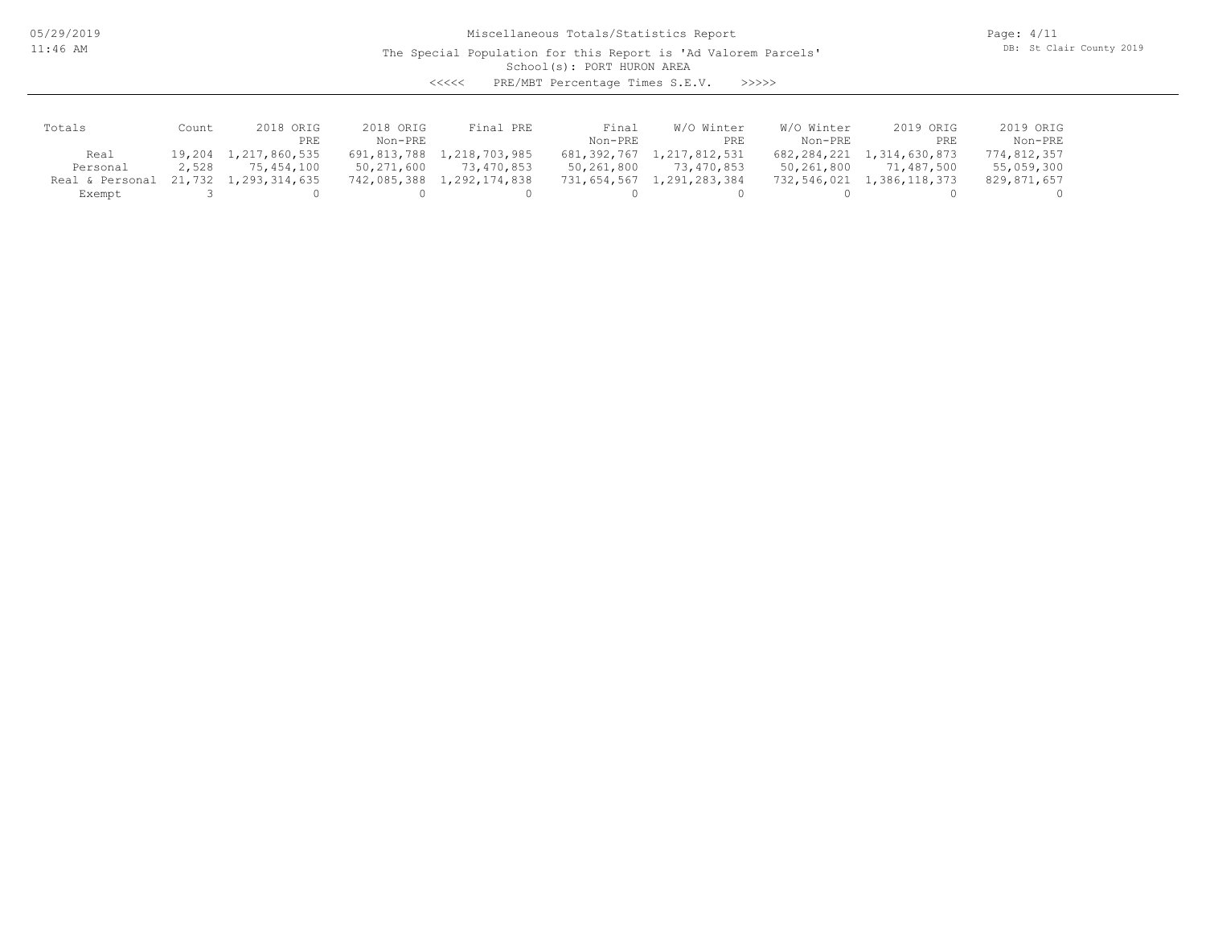# Miscellaneous Totals/Statistics Report

The Special Population for this Report is 'Ad Valorem Parcels'

School(s): PORT HURON AREA

<<<<< PRE/MBT Percentage Times S.E.V. >>>>>

| Totals | Count | 2018 ORIG PRE | 2018 ORIG Non-PRE | Final PRE | Final Non-PRE | W/O Winter PRE | W/O Winter Non-PRE | 2019 ORIG PRE | 2019 ORIG Non-PRE |
|---|---|---|---|---|---|---|---|---|---|
| Real | 19,204 | 1,217,860,535 | 691,813,788 | 1,218,703,985 | 681,392,767 | 1,217,812,531 | 682,284,221 | 1,314,630,873 | 774,812,357 |
| Personal | 2,528 | 75,454,100 | 50,271,600 | 73,470,853 | 50,261,800 | 73,470,853 | 50,261,800 | 71,487,500 | 55,059,300 |
| Real & Personal | 21,732 | 1,293,314,635 | 742,085,388 | 1,292,174,838 | 731,654,567 | 1,291,283,384 | 732,546,021 | 1,386,118,373 | 829,871,657 |
| Exempt | 3 | 0 | 0 | 0 | 0 | 0 | 0 | 0 | 0 |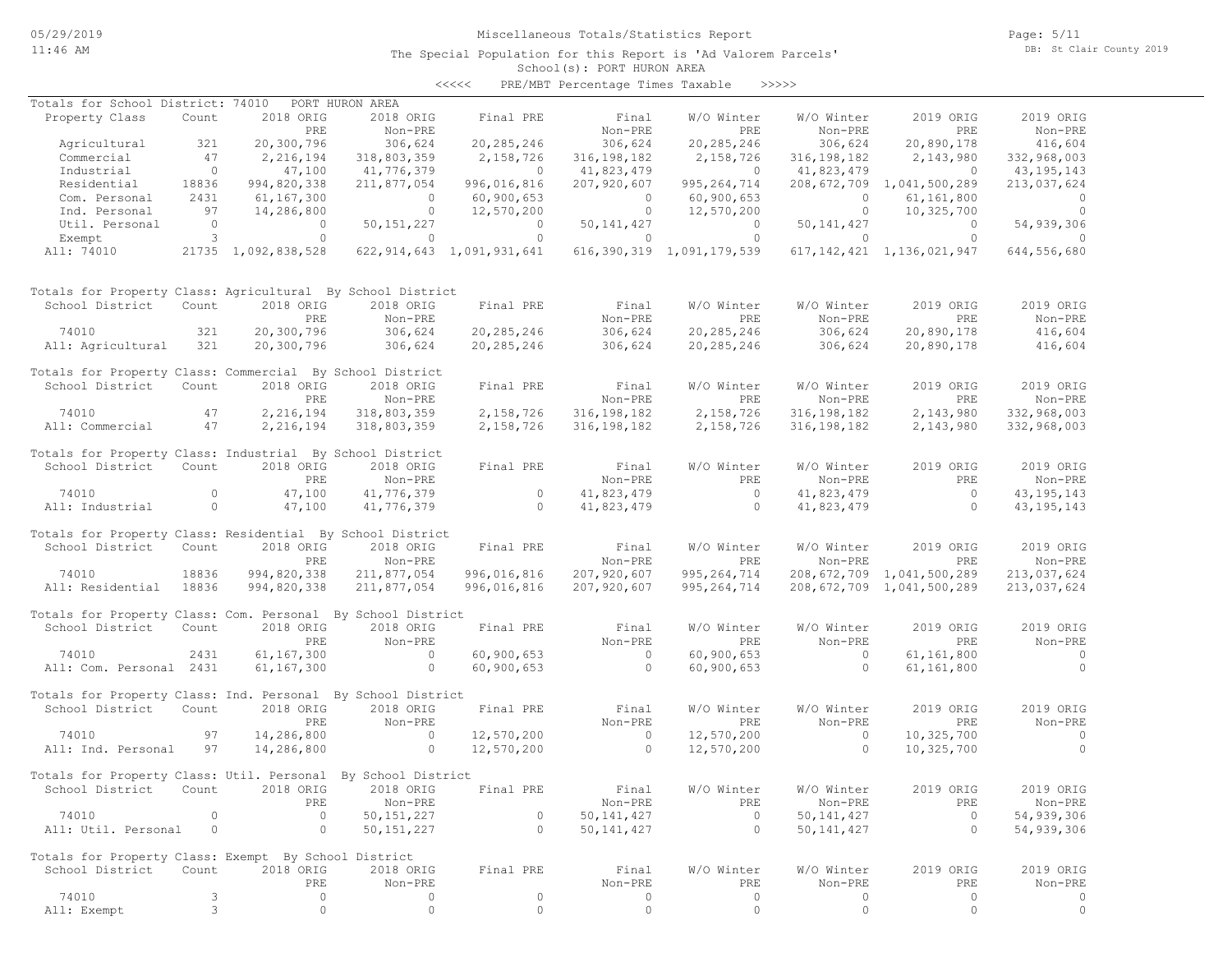Miscellaneous Totals/Statistics Report

The Special Population for this Report is 'Ad Valorem Parcels'

School(s): PORT HURON AREA

<<<<< PRE/MBT Percentage Times Taxable >>>>>

Totals for School District: 74010 PORT HURON AREA

| Property Class | Count | 2018 ORIG PRE | 2018 ORIG Non-PRE | Final PRE | Final Non-PRE | W/O Winter PRE | W/O Winter Non-PRE | 2019 ORIG PRE | 2019 ORIG Non-PRE |
|---|---|---|---|---|---|---|---|---|---|
| Agricultural | 321 | 20,300,796 | 306,624 | 20,285,246 | 306,624 | 20,285,246 | 306,624 | 20,890,178 | 416,604 |
| Commercial | 47 | 2,216,194 | 318,803,359 | 2,158,726 | 316,198,182 | 2,158,726 | 316,198,182 | 2,143,980 | 332,968,003 |
| Industrial | 0 | 47,100 | 41,776,379 | 0 | 41,823,479 | 0 | 41,823,479 | 0 | 43,195,143 |
| Residential | 18836 | 994,820,338 | 211,877,054 | 996,016,816 | 207,920,607 | 995,264,714 | 208,672,709 | 1,041,500,289 | 213,037,624 |
| Com. Personal | 2431 | 61,167,300 | 0 | 60,900,653 | 0 | 60,900,653 | 0 | 61,161,800 | 0 |
| Ind. Personal | 97 | 14,286,800 | 0 | 12,570,200 | 0 | 12,570,200 | 0 | 10,325,700 | 0 |
| Util. Personal | 0 | 0 | 50,151,227 | 0 | 50,141,427 | 0 | 50,141,427 | 0 | 54,939,306 |
| Exempt | 3 | 0 | 0 | 0 | 0 | 0 | 0 | 0 | 0 |
| All: 74010 | 21735 | 1,092,838,528 | 622,914,643 | 1,091,931,641 | 616,390,319 | 1,091,179,539 | 617,142,421 | 1,136,021,947 | 644,556,680 |

Totals for Property Class: Agricultural By School District

| School District | Count | 2018 ORIG PRE | 2018 ORIG Non-PRE | Final PRE | Final Non-PRE | W/O Winter PRE | W/O Winter Non-PRE | 2019 ORIG PRE | 2019 ORIG Non-PRE |
|---|---|---|---|---|---|---|---|---|---|
| 74010 | 321 | 20,300,796 | 306,624 | 20,285,246 | 306,624 | 20,285,246 | 306,624 | 20,890,178 | 416,604 |
| All: Agricultural | 321 | 20,300,796 | 306,624 | 20,285,246 | 306,624 | 20,285,246 | 306,624 | 20,890,178 | 416,604 |

Totals for Property Class: Commercial By School District

| School District | Count | 2018 ORIG PRE | 2018 ORIG Non-PRE | Final PRE | Final Non-PRE | W/O Winter PRE | W/O Winter Non-PRE | 2019 ORIG PRE | 2019 ORIG Non-PRE |
|---|---|---|---|---|---|---|---|---|---|
| 74010 | 47 | 2,216,194 | 318,803,359 | 2,158,726 | 316,198,182 | 2,158,726 | 316,198,182 | 2,143,980 | 332,968,003 |
| All: Commercial | 47 | 2,216,194 | 318,803,359 | 2,158,726 | 316,198,182 | 2,158,726 | 316,198,182 | 2,143,980 | 332,968,003 |

Totals for Property Class: Industrial By School District

| School District | Count | 2018 ORIG PRE | 2018 ORIG Non-PRE | Final PRE | Final Non-PRE | W/O Winter PRE | W/O Winter Non-PRE | 2019 ORIG PRE | 2019 ORIG Non-PRE |
|---|---|---|---|---|---|---|---|---|---|
| 74010 | 0 | 47,100 | 41,776,379 | 0 | 41,823,479 | 0 | 41,823,479 | 0 | 43,195,143 |
| All: Industrial | 0 | 47,100 | 41,776,379 | 0 | 41,823,479 | 0 | 41,823,479 | 0 | 43,195,143 |

Totals for Property Class: Residential By School District

| School District | Count | 2018 ORIG PRE | 2018 ORIG Non-PRE | Final PRE | Final Non-PRE | W/O Winter PRE | W/O Winter Non-PRE | 2019 ORIG PRE | 2019 ORIG Non-PRE |
|---|---|---|---|---|---|---|---|---|---|
| 74010 | 18836 | 994,820,338 | 211,877,054 | 996,016,816 | 207,920,607 | 995,264,714 | 208,672,709 | 1,041,500,289 | 213,037,624 |
| All: Residential | 18836 | 994,820,338 | 211,877,054 | 996,016,816 | 207,920,607 | 995,264,714 | 208,672,709 | 1,041,500,289 | 213,037,624 |

Totals for Property Class: Com. Personal By School District

| School District | Count | 2018 ORIG PRE | 2018 ORIG Non-PRE | Final PRE | Final Non-PRE | W/O Winter PRE | W/O Winter Non-PRE | 2019 ORIG PRE | 2019 ORIG Non-PRE |
|---|---|---|---|---|---|---|---|---|---|
| 74010 | 2431 | 61,167,300 | 0 | 60,900,653 | 0 | 60,900,653 | 0 | 61,161,800 | 0 |
| All: Com. Personal | 2431 | 61,167,300 | 0 | 60,900,653 | 0 | 60,900,653 | 0 | 61,161,800 | 0 |

Totals for Property Class: Ind. Personal By School District

| School District | Count | 2018 ORIG PRE | 2018 ORIG Non-PRE | Final PRE | Final Non-PRE | W/O Winter PRE | W/O Winter Non-PRE | 2019 ORIG PRE | 2019 ORIG Non-PRE |
|---|---|---|---|---|---|---|---|---|---|
| 74010 | 97 | 14,286,800 | 0 | 12,570,200 | 0 | 12,570,200 | 0 | 10,325,700 | 0 |
| All: Ind. Personal | 97 | 14,286,800 | 0 | 12,570,200 | 0 | 12,570,200 | 0 | 10,325,700 | 0 |

Totals for Property Class: Util. Personal By School District

| School District | Count | 2018 ORIG PRE | 2018 ORIG Non-PRE | Final PRE | Final Non-PRE | W/O Winter PRE | W/O Winter Non-PRE | 2019 ORIG PRE | 2019 ORIG Non-PRE |
|---|---|---|---|---|---|---|---|---|---|
| 74010 | 0 | 0 | 50,151,227 | 0 | 50,141,427 | 0 | 50,141,427 | 0 | 54,939,306 |
| All: Util. Personal | 0 | 0 | 50,151,227 | 0 | 50,141,427 | 0 | 50,141,427 | 0 | 54,939,306 |

Totals for Property Class: Exempt By School District

| School District | Count | 2018 ORIG PRE | 2018 ORIG Non-PRE | Final PRE | Final Non-PRE | W/O Winter PRE | W/O Winter Non-PRE | 2019 ORIG PRE | 2019 ORIG Non-PRE |
|---|---|---|---|---|---|---|---|---|---|
| 74010 | 3 | 0 | 0 | 0 | 0 | 0 | 0 | 0 | 0 |
| All: Exempt | 3 | 0 | 0 | 0 | 0 | 0 | 0 | 0 | 0 |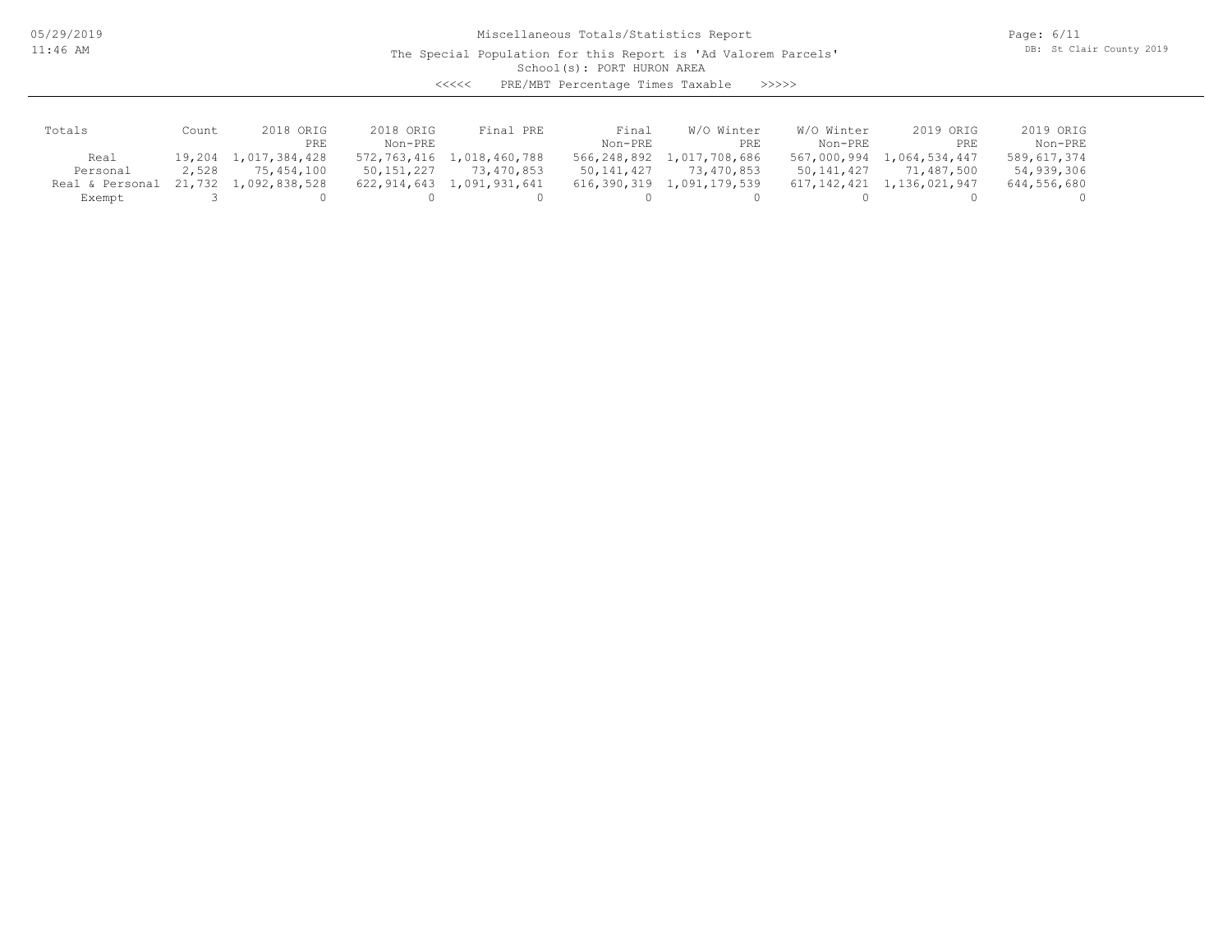Miscellaneous Totals/Statistics Report

The Special Population for this Report is 'Ad Valorem Parcels'

School(s): PORT HURON AREA

<<<<< PRE/MBT Percentage Times Taxable >>>>>

| Totals | Count | 2018 ORIG PRE | 2018 ORIG Non-PRE | Final PRE | Final Non-PRE | W/O Winter PRE | W/O Winter Non-PRE | 2019 ORIG PRE | 2019 ORIG Non-PRE |
|---|---|---|---|---|---|---|---|---|---|
| Real | 19,204 | 1,017,384,428 | 572,763,416 | 1,018,460,788 | 566,248,892 | 1,017,708,686 | 567,000,994 | 1,064,534,447 | 589,617,374 |
| Personal | 2,528 | 75,454,100 | 50,151,227 | 73,470,853 | 50,141,427 | 73,470,853 | 50,141,427 | 71,487,500 | 54,939,306 |
| Real & Personal | 21,732 | 1,092,838,528 | 622,914,643 | 1,091,931,641 | 616,390,319 | 1,091,179,539 | 617,142,421 | 1,136,021,947 | 644,556,680 |
| Exempt | 3 | 0 | 0 | 0 | 0 | 0 | 0 | 0 | 0 |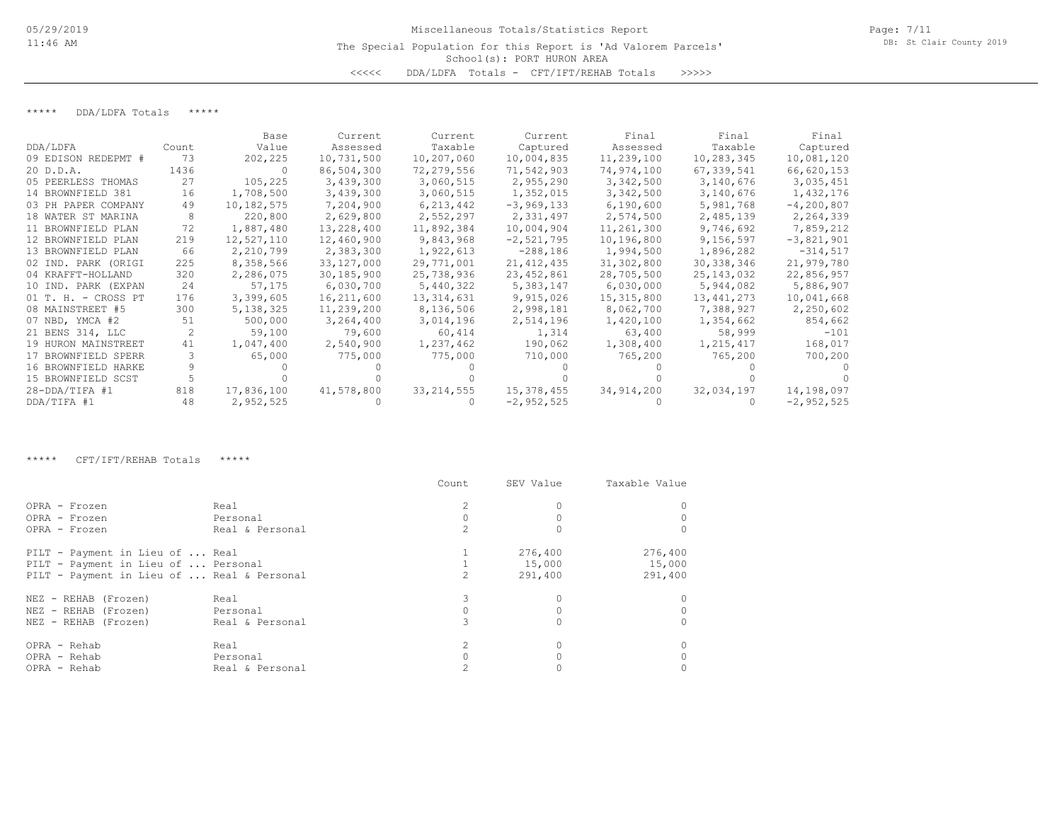# Miscellaneous Totals/Statistics Report

The Special Population for this Report is 'Ad Valorem Parcels'

School(s): PORT HURON AREA

<<<<< DDA/LDFA Totals - CFT/IFT/REHAB Totals >>>>>

## ***** DDA/LDFA Totals *****

| DDA/LDFA | Count | Base Value | Current Assessed | Current Taxable | Current Captured | Final Assessed | Final Taxable | Final Captured |
|---|---|---|---|---|---|---|---|---|
| 09 EDISON REDEPMT # | 73 | 202,225 | 10,731,500 | 10,207,060 | 10,004,835 | 11,239,100 | 10,283,345 | 10,081,120 |
| 20 D.D.A. | 1436 | 0 | 86,504,300 | 72,279,556 | 71,542,903 | 74,974,100 | 67,339,541 | 66,620,153 |
| 05 PEERLESS THOMAS | 27 | 105,225 | 3,439,300 | 3,060,515 | 2,955,290 | 3,342,500 | 3,140,676 | 3,035,451 |
| 14 BROWNFIELD 381 | 16 | 1,708,500 | 3,439,300 | 3,060,515 | 1,352,015 | 3,342,500 | 3,140,676 | 1,432,176 |
| 03 PH PAPER COMPANY | 49 | 10,182,575 | 7,204,900 | 6,213,442 | -3,969,133 | 6,190,600 | 5,981,768 | -4,200,807 |
| 18 WATER ST MARINA | 8 | 220,800 | 2,629,800 | 2,552,297 | 2,331,497 | 2,574,500 | 2,485,139 | 2,264,339 |
| 11 BROWNFIELD PLAN | 72 | 1,887,480 | 13,228,400 | 11,892,384 | 10,004,904 | 11,261,300 | 9,746,692 | 7,859,212 |
| 12 BROWNFIELD PLAN | 219 | 12,527,110 | 12,460,900 | 9,843,968 | -2,521,795 | 10,196,800 | 9,156,597 | -3,821,901 |
| 13 BROWNFIELD PLAN | 66 | 2,210,799 | 2,383,300 | 1,922,613 | -288,186 | 1,994,500 | 1,896,282 | -314,517 |
| 02 IND. PARK (ORIGI | 225 | 8,358,566 | 33,127,000 | 29,771,001 | 21,412,435 | 31,302,800 | 30,338,346 | 21,979,780 |
| 04 KRAFFT-HOLLAND | 320 | 2,286,075 | 30,185,900 | 25,738,936 | 23,452,861 | 28,705,500 | 25,143,032 | 22,856,957 |
| 10 IND. PARK (EXPAN | 24 | 57,175 | 6,030,700 | 5,440,322 | 5,383,147 | 6,030,000 | 5,944,082 | 5,886,907 |
| 01 T. H. - CROSS PT | 176 | 3,399,605 | 16,211,600 | 13,314,631 | 9,915,026 | 15,315,800 | 13,441,273 | 10,041,668 |
| 08 MAINSTREET #5 | 300 | 5,138,325 | 11,239,200 | 8,136,506 | 2,998,181 | 8,062,700 | 7,388,927 | 2,250,602 |
| 07 NBD, YMCA #2 | 51 | 500,000 | 3,264,400 | 3,014,196 | 2,514,196 | 1,420,100 | 1,354,662 | 854,662 |
| 21 BENS 314, LLC | 2 | 59,100 | 79,600 | 60,414 | 1,314 | 63,400 | 58,999 | -101 |
| 19 HURON MAINSTREET | 41 | 1,047,400 | 2,540,900 | 1,237,462 | 190,062 | 1,308,400 | 1,215,417 | 168,017 |
| 17 BROWNFIELD SPERR | 3 | 65,000 | 775,000 | 775,000 | 710,000 | 765,200 | 765,200 | 700,200 |
| 16 BROWNFIELD HARKE | 9 | 0 | 0 | 0 | 0 | 0 | 0 | 0 |
| 15 BROWNFIELD SCST | 5 | 0 | 0 | 0 | 0 | 0 | 0 | 0 |
| 28-DDA/TIFA #1 | 818 | 17,836,100 | 41,578,800 | 33,214,555 | 15,378,455 | 34,914,200 | 32,034,197 | 14,198,097 |
| DDA/TIFA #1 | 48 | 2,952,525 | 0 | 0 | -2,952,525 | 0 | 0 | -2,952,525 |

## ***** CFT/IFT/REHAB Totals *****

| | | Count | SEV Value | Taxable Value |
|---|---|---|---|---|
| OPRA - Frozen | Real | 2 | 0 | 0 |
| OPRA - Frozen | Personal | 0 | 0 | 0 |
| OPRA - Frozen | Real & Personal | 2 | 0 | 0 |
| PILT - Payment in Lieu of ... | Real | 1 | 276,400 | 276,400 |
| PILT - Payment in Lieu of ... | Personal | 1 | 15,000 | 15,000 |
| PILT - Payment in Lieu of ... | Real & Personal | 2 | 291,400 | 291,400 |
| NEZ - REHAB (Frozen) | Real | 3 | 0 | 0 |
| NEZ - REHAB (Frozen) | Personal | 0 | 0 | 0 |
| NEZ - REHAB (Frozen) | Real & Personal | 3 | 0 | 0 |
| OPRA - Rehab | Real | 2 | 0 | 0 |
| OPRA - Rehab | Personal | 0 | 0 | 0 |
| OPRA - Rehab | Real & Personal | 2 | 0 | 0 |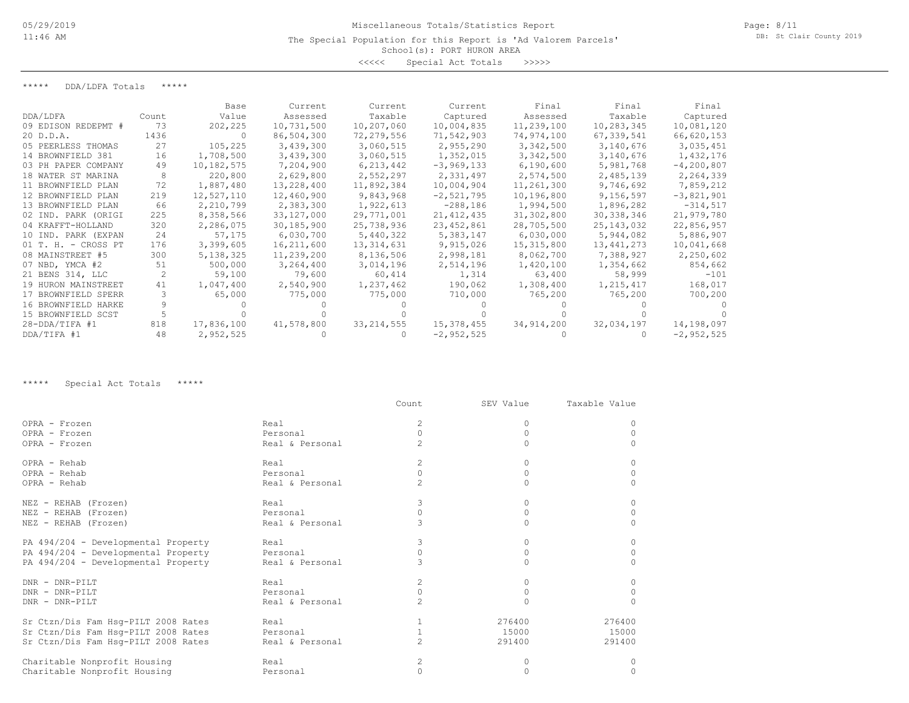Miscellaneous Totals/Statistics Report

The Special Population for this Report is 'Ad Valorem Parcels'

School(s): PORT HURON AREA

<<<<< Special Act Totals >>>>>

***** DDA/LDFA Totals *****

| DDA/LDFA | Count | Base Value | Current Assessed | Current Taxable | Current Captured | Final Assessed | Final Taxable | Final Captured |
|---|---|---|---|---|---|---|---|---|
| 09 EDISON REDEPMT # | 73 | 202,225 | 10,731,500 | 10,207,060 | 10,004,835 | 11,239,100 | 10,283,345 | 10,081,120 |
| 20 D.D.A. | 1436 | 0 | 86,504,300 | 72,279,556 | 71,542,903 | 74,974,100 | 67,339,541 | 66,620,153 |
| 05 PEERLESS THOMAS | 27 | 105,225 | 3,439,300 | 3,060,515 | 2,955,290 | 3,342,500 | 3,140,676 | 3,035,451 |
| 14 BROWNFIELD 381 | 16 | 1,708,500 | 3,439,300 | 3,060,515 | 1,352,015 | 3,342,500 | 3,140,676 | 1,432,176 |
| 03 PH PAPER COMPANY | 49 | 10,182,575 | 7,204,900 | 6,213,442 | -3,969,133 | 6,190,600 | 5,981,768 | -4,200,807 |
| 18 WATER ST MARINA | 8 | 220,800 | 2,629,800 | 2,552,297 | 2,331,497 | 2,574,500 | 2,485,139 | 2,264,339 |
| 11 BROWNFIELD PLAN | 72 | 1,887,480 | 13,228,400 | 11,892,384 | 10,004,904 | 11,261,300 | 9,746,692 | 7,859,212 |
| 12 BROWNFIELD PLAN | 219 | 12,527,110 | 12,460,900 | 9,843,968 | -2,521,795 | 10,196,800 | 9,156,597 | -3,821,901 |
| 13 BROWNFIELD PLAN | 66 | 2,210,799 | 2,383,300 | 1,922,613 | -288,186 | 1,994,500 | 1,896,282 | -314,517 |
| 02 IND. PARK (ORIGI | 225 | 8,358,566 | 33,127,000 | 29,771,001 | 21,412,435 | 31,302,800 | 30,338,346 | 21,979,780 |
| 04 KRAFFT-HOLLAND | 320 | 2,286,075 | 30,185,900 | 25,738,936 | 23,452,861 | 28,705,500 | 25,143,032 | 22,856,957 |
| 10 IND. PARK (EXPAN | 24 | 57,175 | 6,030,700 | 5,440,322 | 5,383,147 | 6,030,000 | 5,944,082 | 5,886,907 |
| 01 T. H. - CROSS PT | 176 | 3,399,605 | 16,211,600 | 13,314,631 | 9,915,026 | 15,315,800 | 13,441,273 | 10,041,668 |
| 08 MAINSTREET #5 | 300 | 5,138,325 | 11,239,200 | 8,136,506 | 2,998,181 | 8,062,700 | 7,388,927 | 2,250,602 |
| 07 NBD, YMCA #2 | 51 | 500,000 | 3,264,400 | 3,014,196 | 2,514,196 | 1,420,100 | 1,354,662 | 854,662 |
| 21 BENS 314, LLC | 2 | 59,100 | 79,600 | 60,414 | 1,314 | 63,400 | 58,999 | -101 |
| 19 HURON MAINSTREET | 41 | 1,047,400 | 2,540,900 | 1,237,462 | 190,062 | 1,308,400 | 1,215,417 | 168,017 |
| 17 BROWNFIELD SPERR | 3 | 65,000 | 775,000 | 775,000 | 710,000 | 765,200 | 765,200 | 700,200 |
| 16 BROWNFIELD HARKE | 9 | 0 | 0 | 0 | 0 | 0 | 0 | 0 |
| 15 BROWNFIELD SCST | 5 | 0 | 0 | 0 | 0 | 0 | 0 | 0 |
| 28-DDA/TIFA #1 | 818 | 17,836,100 | 41,578,800 | 33,214,555 | 15,378,455 | 34,914,200 | 32,034,197 | 14,198,097 |
| DDA/TIFA #1 | 48 | 2,952,525 | 0 | 0 | -2,952,525 | 0 | 0 | -2,952,525 |

***** Special Act Totals *****

| | | Count | SEV Value | Taxable Value |
|---|---|---|---|---|
| OPRA - Frozen | Real | 2 | 0 | 0 |
| OPRA - Frozen | Personal | 0 | 0 | 0 |
| OPRA - Frozen | Real & Personal | 2 | 0 | 0 |
| OPRA - Rehab | Real | 2 | 0 | 0 |
| OPRA - Rehab | Personal | 0 | 0 | 0 |
| OPRA - Rehab | Real & Personal | 2 | 0 | 0 |
| NEZ - REHAB (Frozen) | Real | 3 | 0 | 0 |
| NEZ - REHAB (Frozen) | Personal | 0 | 0 | 0 |
| NEZ - REHAB (Frozen) | Real & Personal | 3 | 0 | 0 |
| PA 494/204 - Developmental Property | Real | 3 | 0 | 0 |
| PA 494/204 - Developmental Property | Personal | 0 | 0 | 0 |
| PA 494/204 - Developmental Property | Real & Personal | 3 | 0 | 0 |
| DNR - DNR-PILT | Real | 2 | 0 | 0 |
| DNR - DNR-PILT | Personal | 0 | 0 | 0 |
| DNR - DNR-PILT | Real & Personal | 2 | 0 | 0 |
| Sr Ctzn/Dis Fam Hsg-PILT 2008 Rates | Real | 1 | 276400 | 276400 |
| Sr Ctzn/Dis Fam Hsg-PILT 2008 Rates | Personal | 1 | 15000 | 15000 |
| Sr Ctzn/Dis Fam Hsg-PILT 2008 Rates | Real & Personal | 2 | 291400 | 291400 |
| Charitable Nonprofit Housing | Real | 2 | 0 | 0 |
| Charitable Nonprofit Housing | Personal | 0 | 0 | 0 |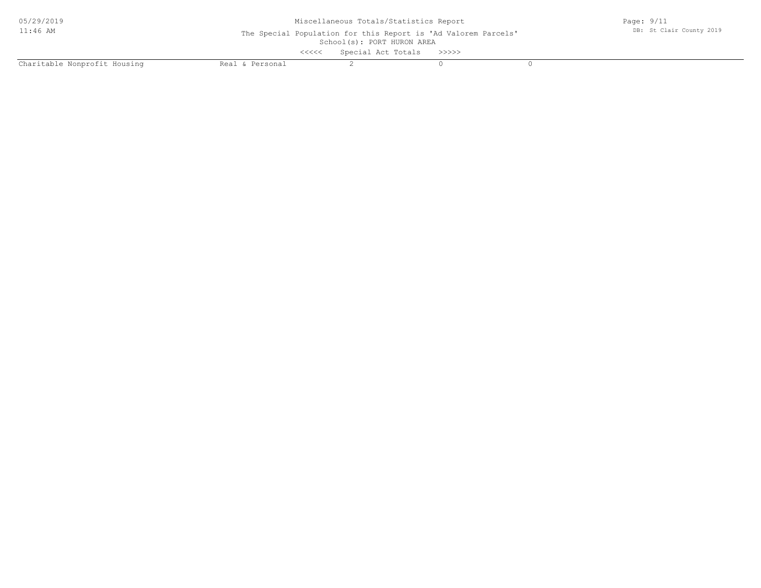Miscellaneous Totals/Statistics Report

The Special Population for this Report is 'Ad Valorem Parcels'

School(s): PORT HURON AREA

<<<<< Special Act Totals >>>>>

| | | | | |
|---|---|---|---|---|
| Charitable Nonprofit Housing | Real & Personal | 2 | 0 | 0 |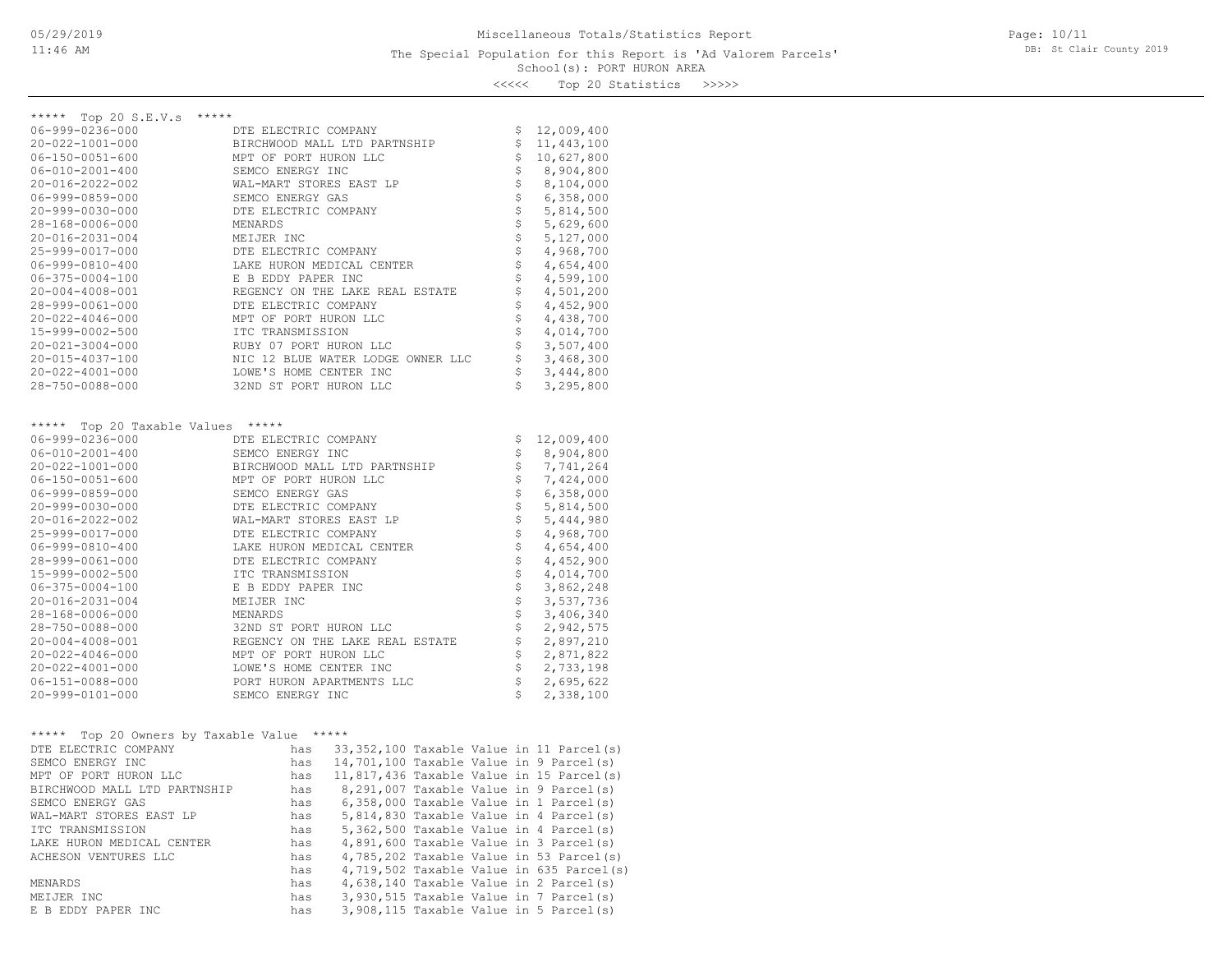# Miscellaneous Totals/Statistics Report

The Special Population for this Report is 'Ad Valorem Parcels'

School(s): PORT HURON AREA

<<<<< Top 20 Statistics >>>>>

## ***** Top 20 S.E.V.s *****

| Parcel | Owner | S.E.V. |
|---|---|---|
| 06-999-0236-000 | DTE ELECTRIC COMPANY | $ 12,009,400 |
| 20-022-1001-000 | BIRCHWOOD MALL LTD PARTNSHIP | $ 11,443,100 |
| 06-150-0051-600 | MPT OF PORT HURON LLC | $ 10,627,800 |
| 06-010-2001-400 | SEMCO ENERGY INC | $ 8,904,800 |
| 20-016-2022-002 | WAL-MART STORES EAST LP | $ 8,104,000 |
| 06-999-0859-000 | SEMCO ENERGY GAS | $ 6,358,000 |
| 20-999-0030-000 | DTE ELECTRIC COMPANY | $ 5,814,500 |
| 28-168-0006-000 | MENARDS | $ 5,629,600 |
| 20-016-2031-004 | MEIJER INC | $ 5,127,000 |
| 25-999-0017-000 | DTE ELECTRIC COMPANY | $ 4,968,700 |
| 06-999-0810-400 | LAKE HURON MEDICAL CENTER | $ 4,654,400 |
| 06-375-0004-100 | E B EDDY PAPER INC | $ 4,599,100 |
| 20-004-4008-001 | REGENCY ON THE LAKE REAL ESTATE | $ 4,501,200 |
| 28-999-0061-000 | DTE ELECTRIC COMPANY | $ 4,452,900 |
| 20-022-4046-000 | MPT OF PORT HURON LLC | $ 4,438,700 |
| 15-999-0002-500 | ITC TRANSMISSION | $ 4,014,700 |
| 20-021-3004-000 | RUBY 07 PORT HURON LLC | $ 3,507,400 |
| 20-015-4037-100 | NIC 12 BLUE WATER LODGE OWNER LLC | $ 3,468,300 |
| 20-022-4001-000 | LOWE'S HOME CENTER INC | $ 3,444,800 |
| 28-750-0088-000 | 32ND ST PORT HURON LLC | $ 3,295,800 |

## ***** Top 20 Taxable Values *****

| Parcel | Owner | Taxable Value |
|---|---|---|
| 06-999-0236-000 | DTE ELECTRIC COMPANY | $ 12,009,400 |
| 06-010-2001-400 | SEMCO ENERGY INC | $ 8,904,800 |
| 20-022-1001-000 | BIRCHWOOD MALL LTD PARTNSHIP | $ 7,741,264 |
| 06-150-0051-600 | MPT OF PORT HURON LLC | $ 7,424,000 |
| 06-999-0859-000 | SEMCO ENERGY GAS | $ 6,358,000 |
| 20-999-0030-000 | DTE ELECTRIC COMPANY | $ 5,814,500 |
| 20-016-2022-002 | WAL-MART STORES EAST LP | $ 5,444,980 |
| 25-999-0017-000 | DTE ELECTRIC COMPANY | $ 4,968,700 |
| 06-999-0810-400 | LAKE HURON MEDICAL CENTER | $ 4,654,400 |
| 28-999-0061-000 | DTE ELECTRIC COMPANY | $ 4,452,900 |
| 15-999-0002-500 | ITC TRANSMISSION | $ 4,014,700 |
| 06-375-0004-100 | E B EDDY PAPER INC | $ 3,862,248 |
| 20-016-2031-004 | MEIJER INC | $ 3,537,736 |
| 28-168-0006-000 | MENARDS | $ 3,406,340 |
| 28-750-0088-000 | 32ND ST PORT HURON LLC | $ 2,942,575 |
| 20-004-4008-001 | REGENCY ON THE LAKE REAL ESTATE | $ 2,897,210 |
| 20-022-4046-000 | MPT OF PORT HURON LLC | $ 2,871,822 |
| 20-022-4001-000 | LOWE'S HOME CENTER INC | $ 2,733,198 |
| 06-151-0088-000 | PORT HURON APARTMENTS LLC | $ 2,695,622 |
| 20-999-0101-000 | SEMCO ENERGY INC | $ 2,338,100 |

## ***** Top 20 Owners by Taxable Value *****

| Owner | | Taxable Value |
|---|---|---|
| DTE ELECTRIC COMPANY | has | 33,352,100 Taxable Value in 11 Parcel(s) |
| SEMCO ENERGY INC | has | 14,701,100 Taxable Value in 9 Parcel(s) |
| MPT OF PORT HURON LLC | has | 11,817,436 Taxable Value in 15 Parcel(s) |
| BIRCHWOOD MALL LTD PARTNSHIP | has | 8,291,007 Taxable Value in 9 Parcel(s) |
| SEMCO ENERGY GAS | has | 6,358,000 Taxable Value in 1 Parcel(s) |
| WAL-MART STORES EAST LP | has | 5,814,830 Taxable Value in 4 Parcel(s) |
| ITC TRANSMISSION | has | 5,362,500 Taxable Value in 4 Parcel(s) |
| LAKE HURON MEDICAL CENTER | has | 4,891,600 Taxable Value in 3 Parcel(s) |
| ACHESON VENTURES LLC | has | 4,785,202 Taxable Value in 53 Parcel(s) |
| | has | 4,719,502 Taxable Value in 635 Parcel(s) |
| MENARDS | has | 4,638,140 Taxable Value in 2 Parcel(s) |
| MEIJER INC | has | 3,930,515 Taxable Value in 7 Parcel(s) |
| E B EDDY PAPER INC | has | 3,908,115 Taxable Value in 5 Parcel(s) |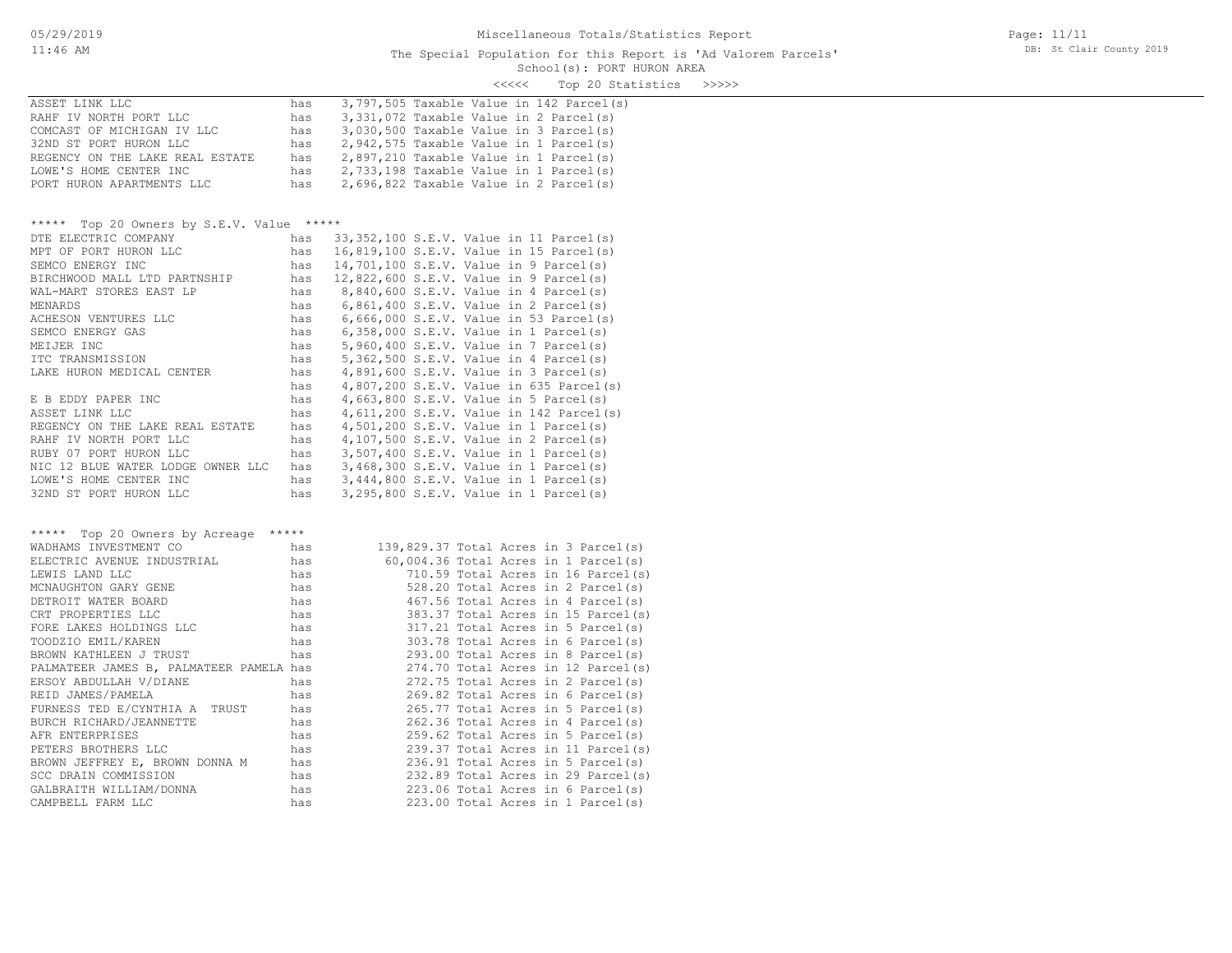Miscellaneous Totals/Statistics Report

The Special Population for this Report is 'Ad Valorem Parcels'

School(s): PORT HURON AREA

<<<<< Top 20 Statistics >>>>>

| | | |
|---|---|---|
| ASSET LINK LLC | has | 3,797,505 Taxable Value in 142 Parcel(s) |
| RAHF IV NORTH PORT LLC | has | 3,331,072 Taxable Value in 2 Parcel(s) |
| COMCAST OF MICHIGAN IV LLC | has | 3,030,500 Taxable Value in 3 Parcel(s) |
| 32ND ST PORT HURON LLC | has | 2,942,575 Taxable Value in 1 Parcel(s) |
| REGENCY ON THE LAKE REAL ESTATE | has | 2,897,210 Taxable Value in 1 Parcel(s) |
| LOWE'S HOME CENTER INC | has | 2,733,198 Taxable Value in 1 Parcel(s) |
| PORT HURON APARTMENTS LLC | has | 2,696,822 Taxable Value in 2 Parcel(s) |

***** Top 20 Owners by S.E.V. Value *****

| | | |
|---|---|---|
| DTE ELECTRIC COMPANY | has | 33,352,100 S.E.V. Value in 11 Parcel(s) |
| MPT OF PORT HURON LLC | has | 16,819,100 S.E.V. Value in 15 Parcel(s) |
| SEMCO ENERGY INC | has | 14,701,100 S.E.V. Value in 9 Parcel(s) |
| BIRCHWOOD MALL LTD PARTNSHIP | has | 12,822,600 S.E.V. Value in 9 Parcel(s) |
| WAL-MART STORES EAST LP | has | 8,840,600 S.E.V. Value in 4 Parcel(s) |
| MENARDS | has | 6,861,400 S.E.V. Value in 2 Parcel(s) |
| ACHESON VENTURES LLC | has | 6,666,000 S.E.V. Value in 53 Parcel(s) |
| SEMCO ENERGY GAS | has | 6,358,000 S.E.V. Value in 1 Parcel(s) |
| MEIJER INC | has | 5,960,400 S.E.V. Value in 7 Parcel(s) |
| ITC TRANSMISSION | has | 5,362,500 S.E.V. Value in 4 Parcel(s) |
| LAKE HURON MEDICAL CENTER | has | 4,891,600 S.E.V. Value in 3 Parcel(s) |
| | has | 4,807,200 S.E.V. Value in 635 Parcel(s) |
| E B EDDY PAPER INC | has | 4,663,800 S.E.V. Value in 5 Parcel(s) |
| ASSET LINK LLC | has | 4,611,200 S.E.V. Value in 142 Parcel(s) |
| REGENCY ON THE LAKE REAL ESTATE | has | 4,501,200 S.E.V. Value in 1 Parcel(s) |
| RAHF IV NORTH PORT LLC | has | 4,107,500 S.E.V. Value in 2 Parcel(s) |
| RUBY 07 PORT HURON LLC | has | 3,507,400 S.E.V. Value in 1 Parcel(s) |
| NIC 12 BLUE WATER LODGE OWNER LLC | has | 3,468,300 S.E.V. Value in 1 Parcel(s) |
| LOWE'S HOME CENTER INC | has | 3,444,800 S.E.V. Value in 1 Parcel(s) |
| 32ND ST PORT HURON LLC | has | 3,295,800 S.E.V. Value in 1 Parcel(s) |

***** Top 20 Owners by Acreage *****

| | | |
|---|---|---|
| WADHAMS INVESTMENT CO | has | 139,829.37 Total Acres in 3 Parcel(s) |
| ELECTRIC AVENUE INDUSTRIAL | has | 60,004.36 Total Acres in 1 Parcel(s) |
| LEWIS LAND LLC | has | 710.59 Total Acres in 16 Parcel(s) |
| MCNAUGHTON GARY GENE | has | 528.20 Total Acres in 2 Parcel(s) |
| DETROIT WATER BOARD | has | 467.56 Total Acres in 4 Parcel(s) |
| CRT PROPERTIES LLC | has | 383.37 Total Acres in 15 Parcel(s) |
| FORE LAKES HOLDINGS LLC | has | 317.21 Total Acres in 5 Parcel(s) |
| TOODZIO EMIL/KAREN | has | 303.78 Total Acres in 6 Parcel(s) |
| BROWN KATHLEEN J TRUST | has | 293.00 Total Acres in 8 Parcel(s) |
| PALMATEER JAMES B, PALMATEER PAMELA | has | 274.70 Total Acres in 12 Parcel(s) |
| ERSOY ABDULLAH V/DIANE | has | 272.75 Total Acres in 2 Parcel(s) |
| REID JAMES/PAMELA | has | 269.82 Total Acres in 6 Parcel(s) |
| FURNESS TED E/CYNTHIA A TRUST | has | 265.77 Total Acres in 5 Parcel(s) |
| BURCH RICHARD/JEANNETTE | has | 262.36 Total Acres in 4 Parcel(s) |
| AFR ENTERPRISES | has | 259.62 Total Acres in 5 Parcel(s) |
| PETERS BROTHERS LLC | has | 239.37 Total Acres in 11 Parcel(s) |
| BROWN JEFFREY E, BROWN DONNA M | has | 236.91 Total Acres in 5 Parcel(s) |
| SCC DRAIN COMMISSION | has | 232.89 Total Acres in 29 Parcel(s) |
| GALBRAITH WILLIAM/DONNA | has | 223.06 Total Acres in 6 Parcel(s) |
| CAMPBELL FARM LLC | has | 223.00 Total Acres in 1 Parcel(s) |